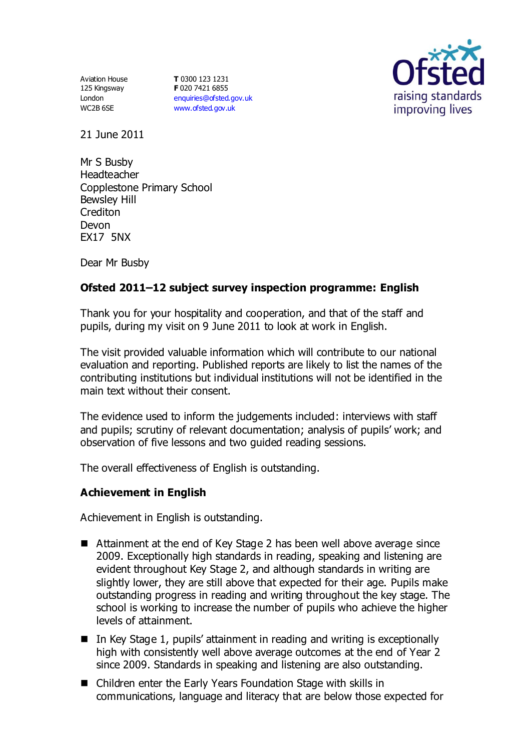Aviation House
125 Kingsway
London
WC2B 6SE

**T** 0300 123 1231
**F** 020 7421 6855
enquiries@ofsted.gov.uk
www.ofsted.gov.uk

21 June 2011

Mr S Busby
Headteacher
Copplestone Primary School
Bewsley Hill
Crediton
Devon
EX17 5NX

Dear Mr Busby

**Ofsted 2011–12 subject survey inspection programme: English**

Thank you for your hospitality and cooperation, and that of the staff and pupils, during my visit on 9 June 2011 to look at work in English.

The visit provided valuable information which will contribute to our national evaluation and reporting. Published reports are likely to list the names of the contributing institutions but individual institutions will not be identified in the main text without their consent.

The evidence used to inform the judgements included: interviews with staff and pupils; scrutiny of relevant documentation; analysis of pupils' work; and observation of five lessons and two guided reading sessions.

The overall effectiveness of English is outstanding.

**Achievement in English**

Achievement in English is outstanding.

- Attainment at the end of Key Stage 2 has been well above average since 2009. Exceptionally high standards in reading, speaking and listening are evident throughout Key Stage 2, and although standards in writing are slightly lower, they are still above that expected for their age. Pupils make outstanding progress in reading and writing throughout the key stage. The school is working to increase the number of pupils who achieve the higher levels of attainment.
- In Key Stage 1, pupils' attainment in reading and writing is exceptionally high with consistently well above average outcomes at the end of Year 2 since 2009. Standards in speaking and listening are also outstanding.
- Children enter the Early Years Foundation Stage with skills in communications, language and literacy that are below those expected for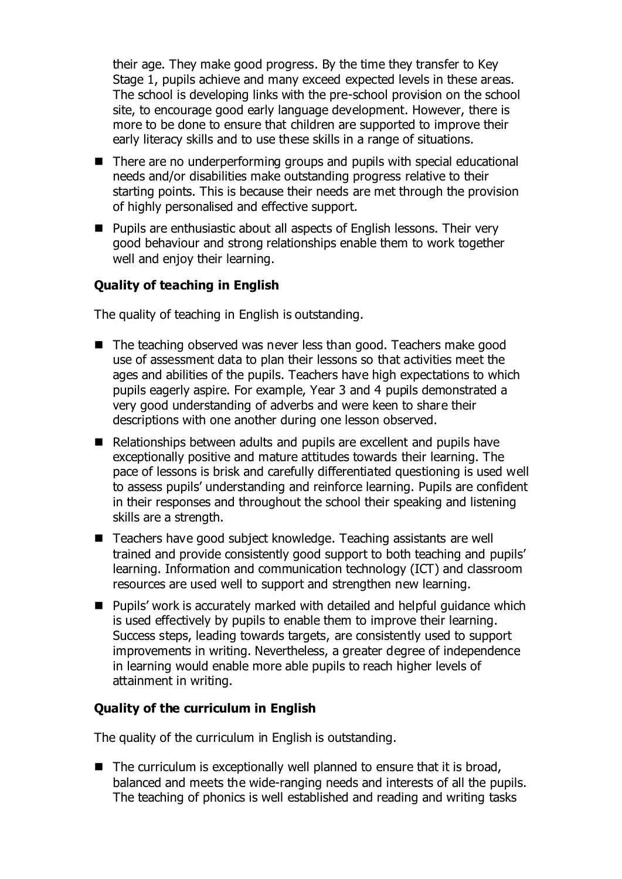their age. They make good progress. By the time they transfer to Key Stage 1, pupils achieve and many exceed expected levels in these areas. The school is developing links with the pre-school provision on the school site, to encourage good early language development. However, there is more to be done to ensure that children are supported to improve their early literacy skills and to use these skills in a range of situations.

- There are no underperforming groups and pupils with special educational needs and/or disabilities make outstanding progress relative to their starting points. This is because their needs are met through the provision of highly personalised and effective support.
- Pupils are enthusiastic about all aspects of English lessons. Their very good behaviour and strong relationships enable them to work together well and enjoy their learning.

### Quality of teaching in English

The quality of teaching in English is outstanding.

- The teaching observed was never less than good. Teachers make good use of assessment data to plan their lessons so that activities meet the ages and abilities of the pupils. Teachers have high expectations to which pupils eagerly aspire. For example, Year 3 and 4 pupils demonstrated a very good understanding of adverbs and were keen to share their descriptions with one another during one lesson observed.
- Relationships between adults and pupils are excellent and pupils have exceptionally positive and mature attitudes towards their learning. The pace of lessons is brisk and carefully differentiated questioning is used well to assess pupils' understanding and reinforce learning. Pupils are confident in their responses and throughout the school their speaking and listening skills are a strength.
- Teachers have good subject knowledge. Teaching assistants are well trained and provide consistently good support to both teaching and pupils' learning. Information and communication technology (ICT) and classroom resources are used well to support and strengthen new learning.
- Pupils' work is accurately marked with detailed and helpful guidance which is used effectively by pupils to enable them to improve their learning. Success steps, leading towards targets, are consistently used to support improvements in writing. Nevertheless, a greater degree of independence in learning would enable more able pupils to reach higher levels of attainment in writing.

### Quality of the curriculum in English

The quality of the curriculum in English is outstanding.

- The curriculum is exceptionally well planned to ensure that it is broad, balanced and meets the wide-ranging needs and interests of all the pupils. The teaching of phonics is well established and reading and writing tasks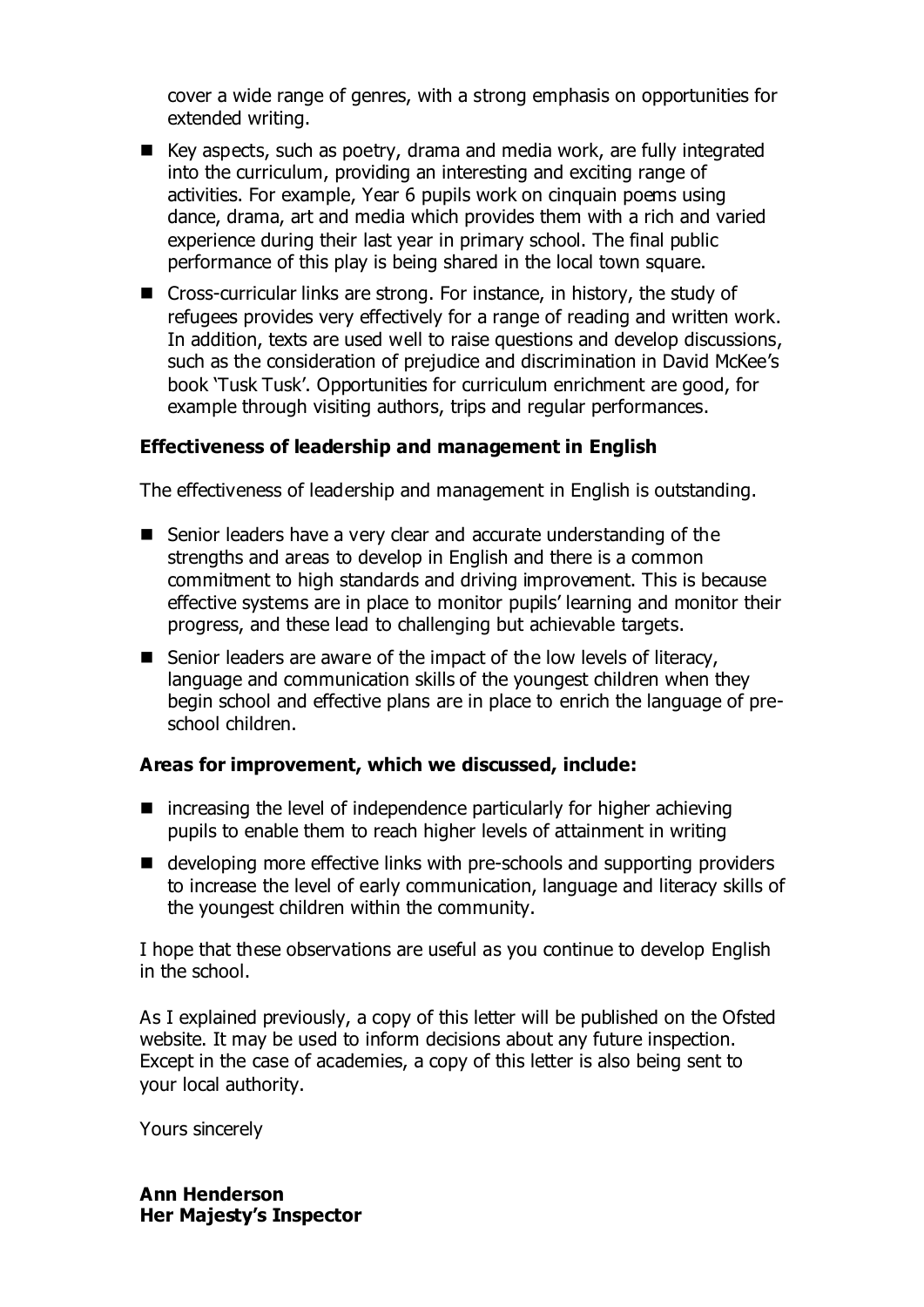cover a wide range of genres, with a strong emphasis on opportunities for extended writing.

- Key aspects, such as poetry, drama and media work, are fully integrated into the curriculum, providing an interesting and exciting range of activities. For example, Year 6 pupils work on cinquain poems using dance, drama, art and media which provides them with a rich and varied experience during their last year in primary school. The final public performance of this play is being shared in the local town square.
- Cross-curricular links are strong. For instance, in history, the study of refugees provides very effectively for a range of reading and written work. In addition, texts are used well to raise questions and develop discussions, such as the consideration of prejudice and discrimination in David McKee's book 'Tusk Tusk'. Opportunities for curriculum enrichment are good, for example through visiting authors, trips and regular performances.

**Effectiveness of leadership and management in English**

The effectiveness of leadership and management in English is outstanding.

- Senior leaders have a very clear and accurate understanding of the strengths and areas to develop in English and there is a common commitment to high standards and driving improvement. This is because effective systems are in place to monitor pupils' learning and monitor their progress, and these lead to challenging but achievable targets.
- Senior leaders are aware of the impact of the low levels of literacy, language and communication skills of the youngest children when they begin school and effective plans are in place to enrich the language of pre-school children.

**Areas for improvement, which we discussed, include:**

- increasing the level of independence particularly for higher achieving pupils to enable them to reach higher levels of attainment in writing
- developing more effective links with pre-schools and supporting providers to increase the level of early communication, language and literacy skills of the youngest children within the community.

I hope that these observations are useful as you continue to develop English in the school.

As I explained previously, a copy of this letter will be published on the Ofsted website. It may be used to inform decisions about any future inspection. Except in the case of academies, a copy of this letter is also being sent to your local authority.

Yours sincerely

**Ann Henderson**
**Her Majesty's Inspector**